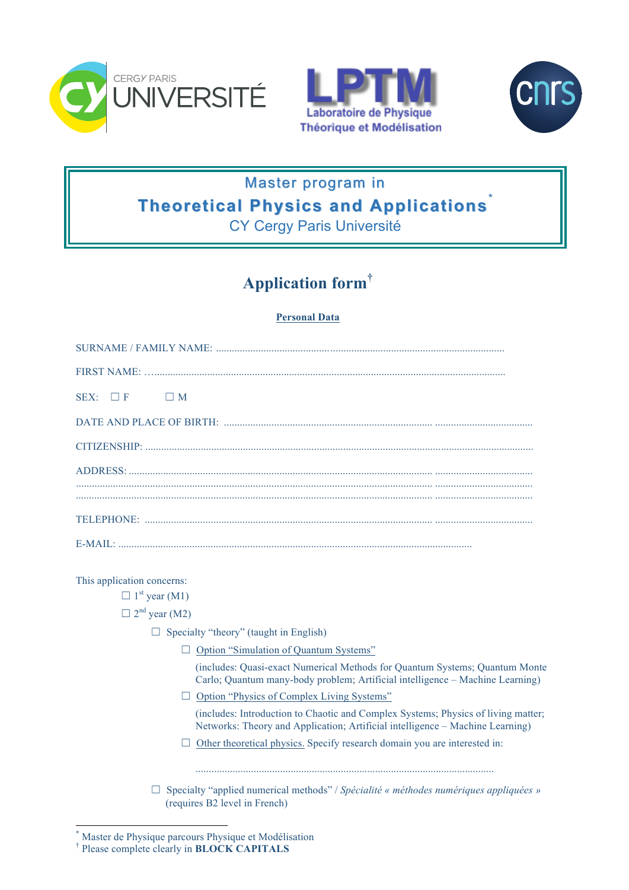Master program in

# Theoretical Physics and Applications*

CY Cergy Paris Université

## Application form†

**Personal Data**

SURNAME / FAMILY NAME: ..............................................................................................................

FIRST NAME: …..........................................................................................................................

SEX: ☐ F ☐ M

DATE AND PLACE OF BIRTH: ..........................................................................................................

CITIZENSHIP: ..............................................................................................................................

ADDRESS: ...................................................................................................................................
...................................................................................................................................................
...................................................................................................................................................

TELEPHONE: ...............................................................................................................................

E-MAIL: ......................................................................................................................................

This application concerns:

- ☐ 1st year (M1)
- ☐ 2nd year (M2)
  - ☐ Specialty "theory" (taught in English)
    - ☐ Option "Simulation of Quantum Systems"
      (includes: Quasi-exact Numerical Methods for Quantum Systems; Quantum Monte Carlo; Quantum many-body problem; Artificial intelligence – Machine Learning)
    - ☐ Option "Physics of Complex Living Systems"
      (includes: Introduction to Chaotic and Complex Systems; Physics of living matter; Networks: Theory and Application; Artificial intelligence – Machine Learning)
    - ☐ Other theoretical physics. Specify research domain you are interested in:
      ................................................................................................................
  - ☐ Specialty "applied numerical methods" / *Spécialité « méthodes numériques appliquées »* (requires B2 level in French)

---

\* Master de Physique parcours Physique et Modélisation

† Please complete clearly in **BLOCK CAPITALS**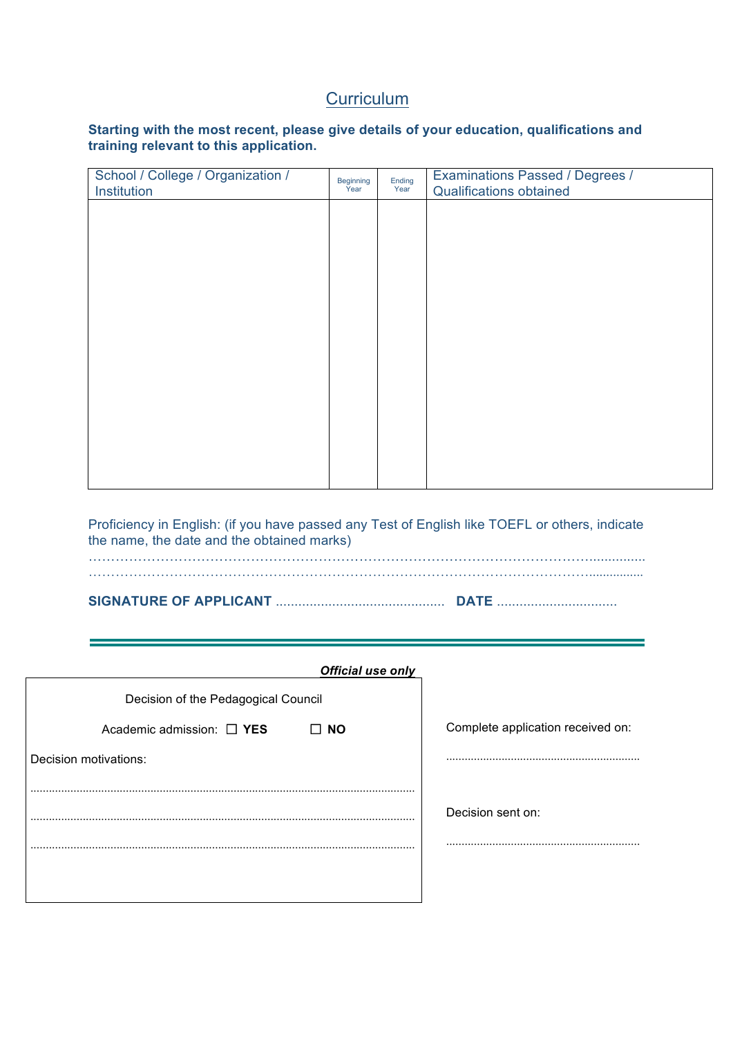# Curriculum

**Starting with the most recent, please give details of your education, qualifications and training relevant to this application.**

| School / College / Organization / Institution | Beginning Year | Ending Year | Examinations Passed / Degrees / Qualifications obtained |
|---|---|---|---|
| | | | |

Proficiency in English: (if you have passed any Test of English like TOEFL or others, indicate the name, the date and the obtained marks)

……………………………………………………………………………………………………………...............

……………………………………………………………………………………………………………...............

**SIGNATURE OF APPLICANT** ............................................ **DATE** ................................

***Official use only***

Decision of the Pedagogical Council

Academic admission: ☐ **YES** ☐ **NO**

Decision motivations:

..........................................................................................................................

..........................................................................................................................

..........................................................................................................................

Complete application received on:

.............................................................

Decision sent on:

.............................................................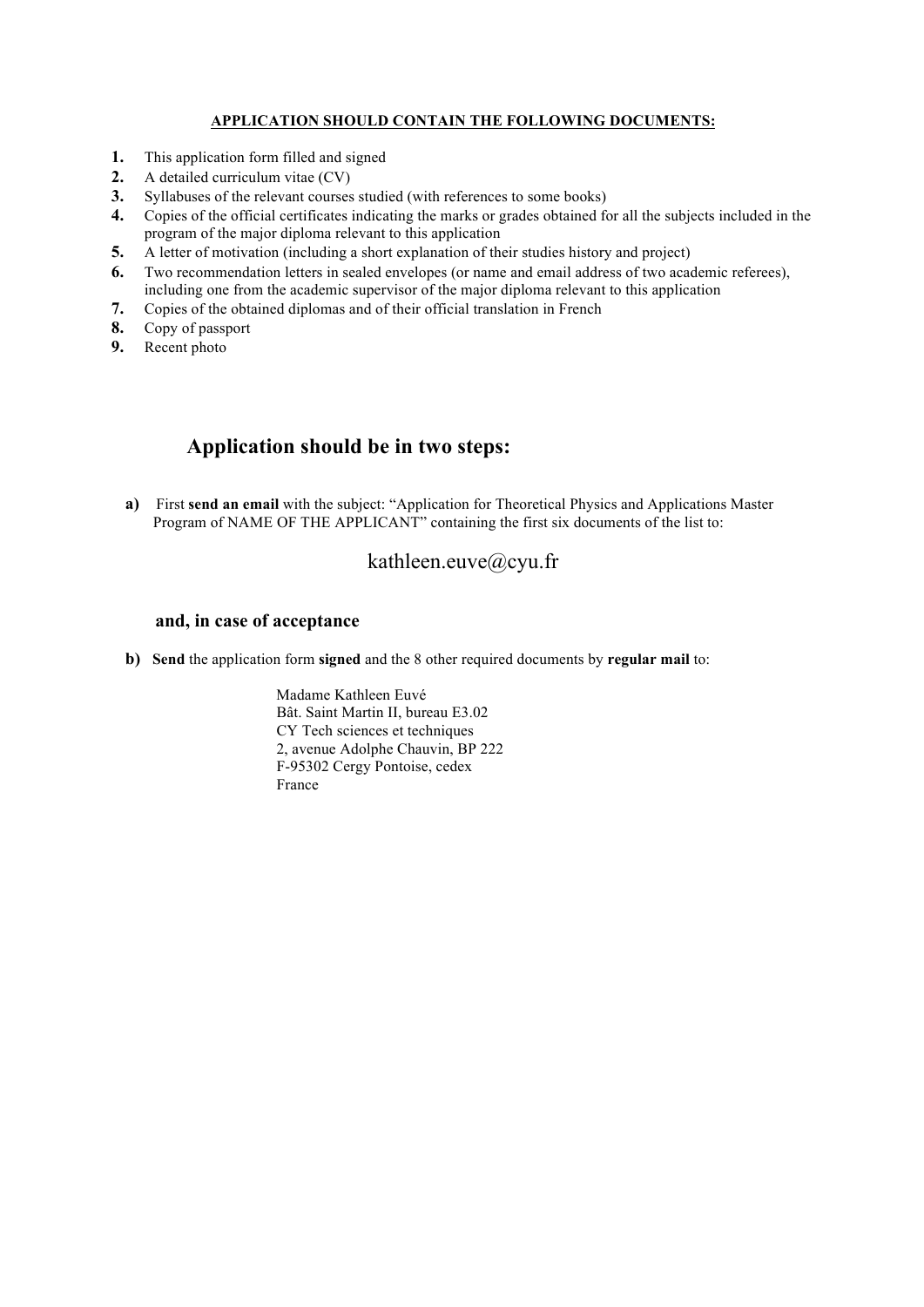**APPLICATION SHOULD CONTAIN THE FOLLOWING DOCUMENTS:**

1. This application form filled and signed
2. A detailed curriculum vitae (CV)
3. Syllabuses of the relevant courses studied (with references to some books)
4. Copies of the official certificates indicating the marks or grades obtained for all the subjects included in the program of the major diploma relevant to this application
5. A letter of motivation (including a short explanation of their studies history and project)
6. Two recommendation letters in sealed envelopes (or name and email address of two academic referees), including one from the academic supervisor of the major diploma relevant to this application
7. Copies of the obtained diplomas and of their official translation in French
8. Copy of passport
9. Recent photo

## Application should be in two steps:

**a)** First **send an email** with the subject: "Application for Theoretical Physics and Applications Master Program of NAME OF THE APPLICANT" containing the first six documents of the list to:

kathleen.euve@cyu.fr

**and, in case of acceptance**

**b)** **Send** the application form **signed** and the 8 other required documents by **regular mail** to:

Madame Kathleen Euvé
Bât. Saint Martin II, bureau E3.02
CY Tech sciences et techniques
2, avenue Adolphe Chauvin, BP 222
F-95302 Cergy Pontoise, cedex
France